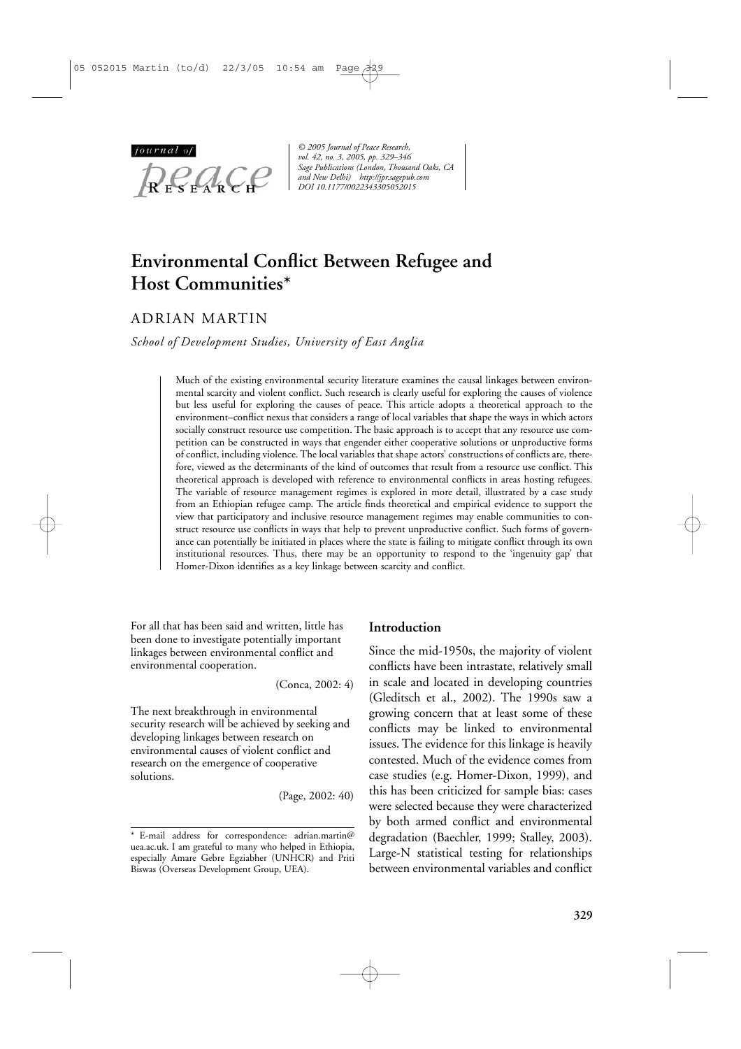# Environmental Conflict Between Refugee and Host Communities*

ADRIAN MARTIN

*School of Development Studies, University of East Anglia*

> Much of the existing environmental security literature examines the causal linkages between environmental scarcity and violent conflict. Such research is clearly useful for exploring the causes of violence but less useful for exploring the causes of peace. This article adopts a theoretical approach to the environment–conflict nexus that considers a range of local variables that shape the ways in which actors socially construct resource use competition. The basic approach is to accept that any resource use competition can be constructed in ways that engender either cooperative solutions or unproductive forms of conflict, including violence. The local variables that shape actors' constructions of conflicts are, therefore, viewed as the determinants of the kind of outcomes that result from a resource use conflict. This theoretical approach is developed with reference to environmental conflicts in areas hosting refugees. The variable of resource management regimes is explored in more detail, illustrated by a case study from an Ethiopian refugee camp. The article finds theoretical and empirical evidence to support the view that participatory and inclusive resource management regimes may enable communities to construct resource use conflicts in ways that help to prevent unproductive conflict. Such forms of governance can potentially be initiated in places where the state is failing to mitigate conflict through its own institutional resources. Thus, there may be an opportunity to respond to the 'ingenuity gap' that Homer-Dixon identifies as a key linkage between scarcity and conflict.

> For all that has been said and written, little has been done to investigate potentially important linkages between environmental conflict and environmental cooperation.
>
> (Conca, 2002: 4)

> The next breakthrough in environmental security research will be achieved by seeking and developing linkages between research on environmental causes of violent conflict and research on the emergence of cooperative solutions.
>
> (Page, 2002: 40)

## Introduction

Since the mid-1950s, the majority of violent conflicts have been intrastate, relatively small in scale and located in developing countries (Gleditsch et al., 2002). The 1990s saw a growing concern that at least some of these conflicts may be linked to environmental issues. The evidence for this linkage is heavily contested. Much of the evidence comes from case studies (e.g. Homer-Dixon, 1999), and this has been criticized for sample bias: cases were selected because they were characterized by both armed conflict and environmental degradation (Baechler, 1999; Stalley, 2003). Large-N statistical testing for relationships between environmental variables and conflict

\* E-mail address for correspondence: adrian.martin@uea.ac.uk. I am grateful to many who helped in Ethiopia, especially Amare Gebre Egziabher (UNHCR) and Priti Biswas (Overseas Development Group, UEA).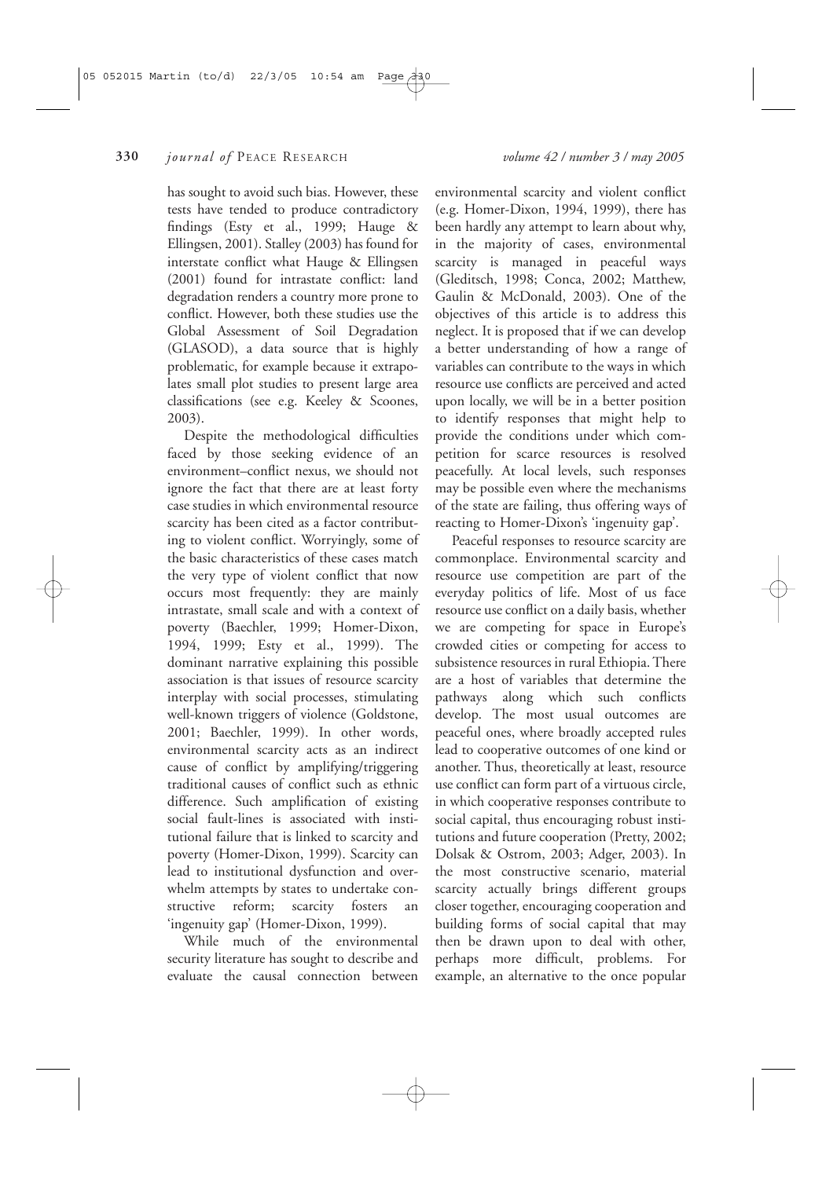has sought to avoid such bias. However, these tests have tended to produce contradictory findings (Esty et al., 1999; Hauge & Ellingsen, 2001). Stalley (2003) has found for interstate conflict what Hauge & Ellingsen (2001) found for intrastate conflict: land degradation renders a country more prone to conflict. However, both these studies use the Global Assessment of Soil Degradation (GLASOD), a data source that is highly problematic, for example because it extrapolates small plot studies to present large area classifications (see e.g. Keeley & Scoones, 2003).

Despite the methodological difficulties faced by those seeking evidence of an environment–conflict nexus, we should not ignore the fact that there are at least forty case studies in which environmental resource scarcity has been cited as a factor contributing to violent conflict. Worryingly, some of the basic characteristics of these cases match the very type of violent conflict that now occurs most frequently: they are mainly intrastate, small scale and with a context of poverty (Baechler, 1999; Homer-Dixon, 1994, 1999; Esty et al., 1999). The dominant narrative explaining this possible association is that issues of resource scarcity interplay with social processes, stimulating well-known triggers of violence (Goldstone, 2001; Baechler, 1999). In other words, environmental scarcity acts as an indirect cause of conflict by amplifying/triggering traditional causes of conflict such as ethnic difference. Such amplification of existing social fault-lines is associated with institutional failure that is linked to scarcity and poverty (Homer-Dixon, 1999). Scarcity can lead to institutional dysfunction and overwhelm attempts by states to undertake constructive reform; scarcity fosters an 'ingenuity gap' (Homer-Dixon, 1999).

While much of the environmental security literature has sought to describe and evaluate the causal connection between environmental scarcity and violent conflict (e.g. Homer-Dixon, 1994, 1999), there has been hardly any attempt to learn about why, in the majority of cases, environmental scarcity is managed in peaceful ways (Gleditsch, 1998; Conca, 2002; Matthew, Gaulin & McDonald, 2003). One of the objectives of this article is to address this neglect. It is proposed that if we can develop a better understanding of how a range of variables can contribute to the ways in which resource use conflicts are perceived and acted upon locally, we will be in a better position to identify responses that might help to provide the conditions under which competition for scarce resources is resolved peacefully. At local levels, such responses may be possible even where the mechanisms of the state are failing, thus offering ways of reacting to Homer-Dixon's 'ingenuity gap'.

Peaceful responses to resource scarcity are commonplace. Environmental scarcity and resource use competition are part of the everyday politics of life. Most of us face resource use conflict on a daily basis, whether we are competing for space in Europe's crowded cities or competing for access to subsistence resources in rural Ethiopia. There are a host of variables that determine the pathways along which such conflicts develop. The most usual outcomes are peaceful ones, where broadly accepted rules lead to cooperative outcomes of one kind or another. Thus, theoretically at least, resource use conflict can form part of a virtuous circle, in which cooperative responses contribute to social capital, thus encouraging robust institutions and future cooperation (Pretty, 2002; Dolsak & Ostrom, 2003; Adger, 2003). In the most constructive scenario, material scarcity actually brings different groups closer together, encouraging cooperation and building forms of social capital that may then be drawn upon to deal with other, perhaps more difficult, problems. For example, an alternative to the once popular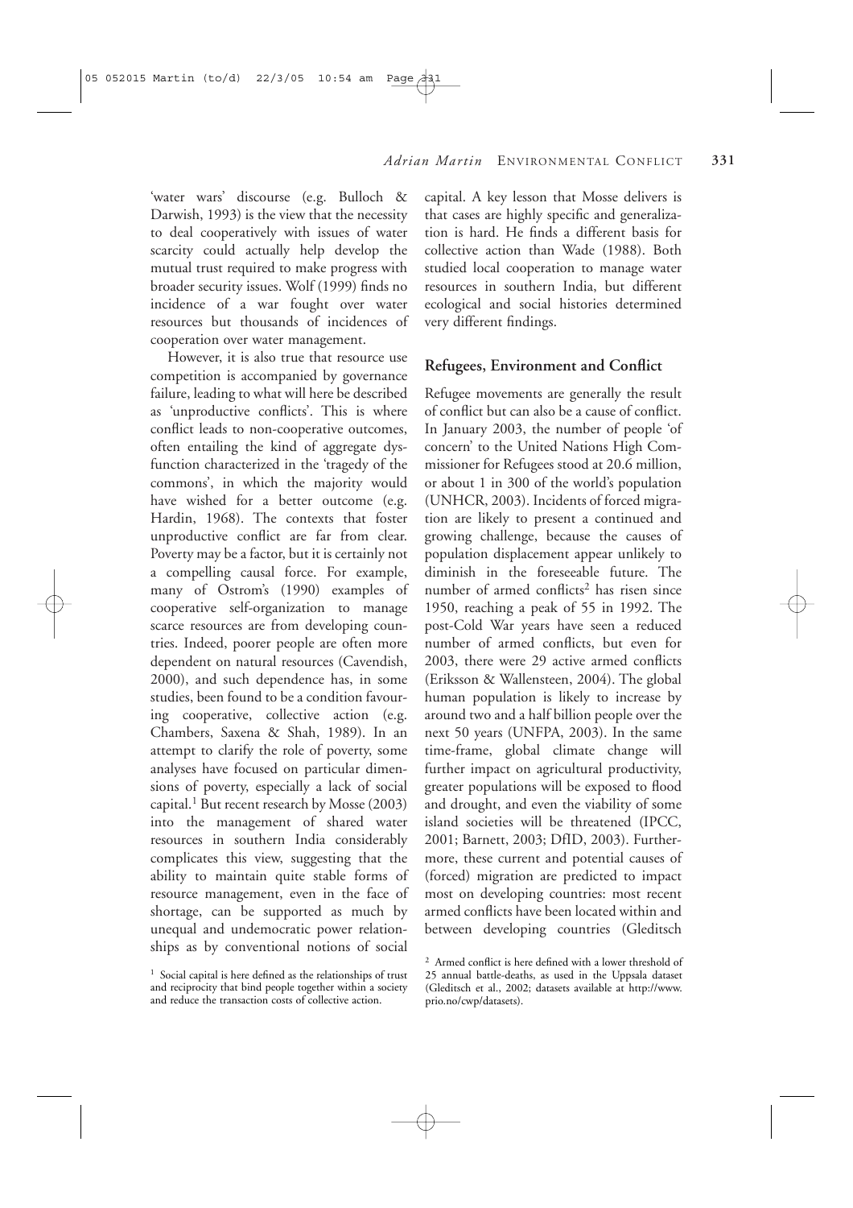'water wars' discourse (e.g. Bulloch & Darwish, 1993) is the view that the necessity to deal cooperatively with issues of water scarcity could actually help develop the mutual trust required to make progress with broader security issues. Wolf (1999) finds no incidence of a war fought over water resources but thousands of incidences of cooperation over water management.

However, it is also true that resource use competition is accompanied by governance failure, leading to what will here be described as 'unproductive conflicts'. This is where conflict leads to non-cooperative outcomes, often entailing the kind of aggregate dysfunction characterized in the 'tragedy of the commons', in which the majority would have wished for a better outcome (e.g. Hardin, 1968). The contexts that foster unproductive conflict are far from clear. Poverty may be a factor, but it is certainly not a compelling causal force. For example, many of Ostrom's (1990) examples of cooperative self-organization to manage scarce resources are from developing countries. Indeed, poorer people are often more dependent on natural resources (Cavendish, 2000), and such dependence has, in some studies, been found to be a condition favouring cooperative, collective action (e.g. Chambers, Saxena & Shah, 1989). In an attempt to clarify the role of poverty, some analyses have focused on particular dimensions of poverty, especially a lack of social capital.[1] But recent research by Mosse (2003) into the management of shared water resources in southern India considerably complicates this view, suggesting that the ability to maintain quite stable forms of resource management, even in the face of shortage, can be supported as much by unequal and undemocratic power relationships as by conventional notions of social capital. A key lesson that Mosse delivers is that cases are highly specific and generalization is hard. He finds a different basis for collective action than Wade (1988). Both studied local cooperation to manage water resources in southern India, but different ecological and social histories determined very different findings.

## Refugees, Environment and Conflict

Refugee movements are generally the result of conflict but can also be a cause of conflict. In January 2003, the number of people 'of concern' to the United Nations High Commissioner for Refugees stood at 20.6 million, or about 1 in 300 of the world's population (UNHCR, 2003). Incidents of forced migration are likely to present a continued and growing challenge, because the causes of population displacement appear unlikely to diminish in the foreseeable future. The number of armed conflicts[2] has risen since 1950, reaching a peak of 55 in 1992. The post-Cold War years have seen a reduced number of armed conflicts, but even for 2003, there were 29 active armed conflicts (Eriksson & Wallensteen, 2004). The global human population is likely to increase by around two and a half billion people over the next 50 years (UNFPA, 2003). In the same time-frame, global climate change will further impact on agricultural productivity, greater populations will be exposed to flood and drought, and even the viability of some island societies will be threatened (IPCC, 2001; Barnett, 2003; DfID, 2003). Furthermore, these current and potential causes of (forced) migration are predicted to impact most on developing countries: most recent armed conflicts have been located within and between developing countries (Gleditsch

[1] Social capital is here defined as the relationships of trust and reciprocity that bind people together within a society and reduce the transaction costs of collective action.

[2] Armed conflict is here defined with a lower threshold of 25 annual battle-deaths, as used in the Uppsala dataset (Gleditsch et al., 2002; datasets available at http://www.prio.no/cwp/datasets).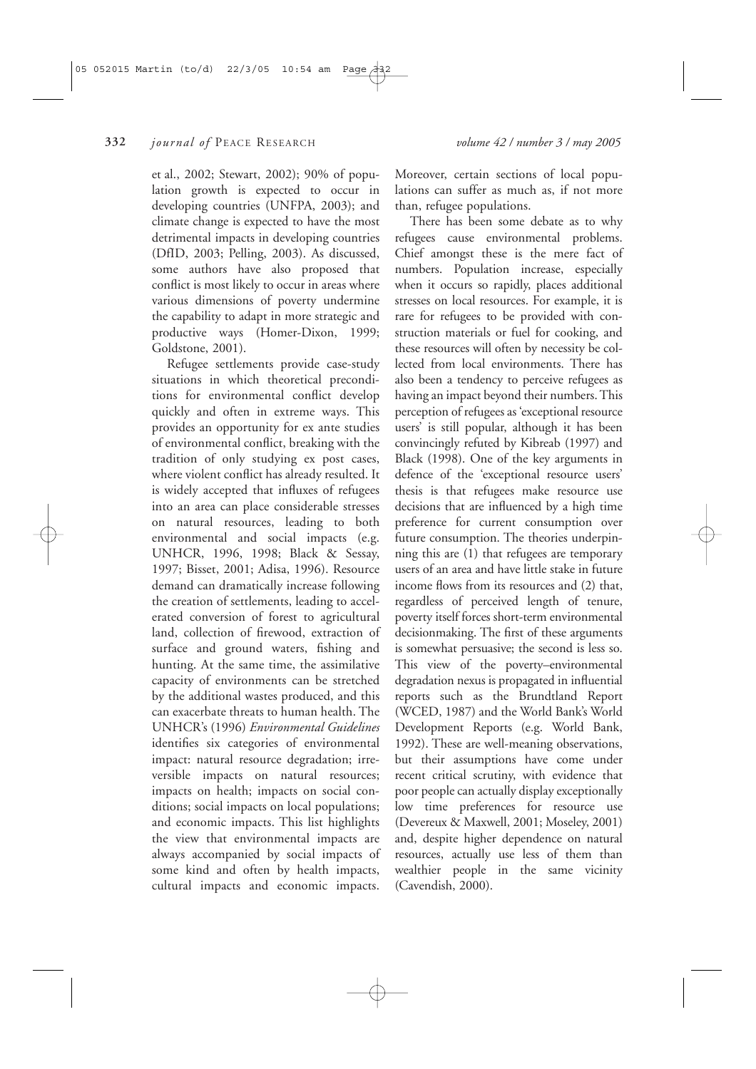et al., 2002; Stewart, 2002); 90% of population growth is expected to occur in developing countries (UNFPA, 2003); and climate change is expected to have the most detrimental impacts in developing countries (DfID, 2003; Pelling, 2003). As discussed, some authors have also proposed that conflict is most likely to occur in areas where various dimensions of poverty undermine the capability to adapt in more strategic and productive ways (Homer-Dixon, 1999; Goldstone, 2001).

Refugee settlements provide case-study situations in which theoretical preconditions for environmental conflict develop quickly and often in extreme ways. This provides an opportunity for ex ante studies of environmental conflict, breaking with the tradition of only studying ex post cases, where violent conflict has already resulted. It is widely accepted that influxes of refugees into an area can place considerable stresses on natural resources, leading to both environmental and social impacts (e.g. UNHCR, 1996, 1998; Black & Sessay, 1997; Bisset, 2001; Adisa, 1996). Resource demand can dramatically increase following the creation of settlements, leading to accelerated conversion of forest to agricultural land, collection of firewood, extraction of surface and ground waters, fishing and hunting. At the same time, the assimilative capacity of environments can be stretched by the additional wastes produced, and this can exacerbate threats to human health. The UNHCR's (1996) *Environmental Guidelines* identifies six categories of environmental impact: natural resource degradation; irreversible impacts on natural resources; impacts on health; impacts on social conditions; social impacts on local populations; and economic impacts. This list highlights the view that environmental impacts are always accompanied by social impacts of some kind and often by health impacts, cultural impacts and economic impacts. Moreover, certain sections of local populations can suffer as much as, if not more than, refugee populations.

There has been some debate as to why refugees cause environmental problems. Chief amongst these is the mere fact of numbers. Population increase, especially when it occurs so rapidly, places additional stresses on local resources. For example, it is rare for refugees to be provided with construction materials or fuel for cooking, and these resources will often by necessity be collected from local environments. There has also been a tendency to perceive refugees as having an impact beyond their numbers. This perception of refugees as 'exceptional resource users' is still popular, although it has been convincingly refuted by Kibreab (1997) and Black (1998). One of the key arguments in defence of the 'exceptional resource users' thesis is that refugees make resource use decisions that are influenced by a high time preference for current consumption over future consumption. The theories underpinning this are (1) that refugees are temporary users of an area and have little stake in future income flows from its resources and (2) that, regardless of perceived length of tenure, poverty itself forces short-term environmental decisionmaking. The first of these arguments is somewhat persuasive; the second is less so. This view of the poverty–environmental degradation nexus is propagated in influential reports such as the Brundtland Report (WCED, 1987) and the World Bank's World Development Reports (e.g. World Bank, 1992). These are well-meaning observations, but their assumptions have come under recent critical scrutiny, with evidence that poor people can actually display exceptionally low time preferences for resource use (Devereux & Maxwell, 2001; Moseley, 2001) and, despite higher dependence on natural resources, actually use less of them than wealthier people in the same vicinity (Cavendish, 2000).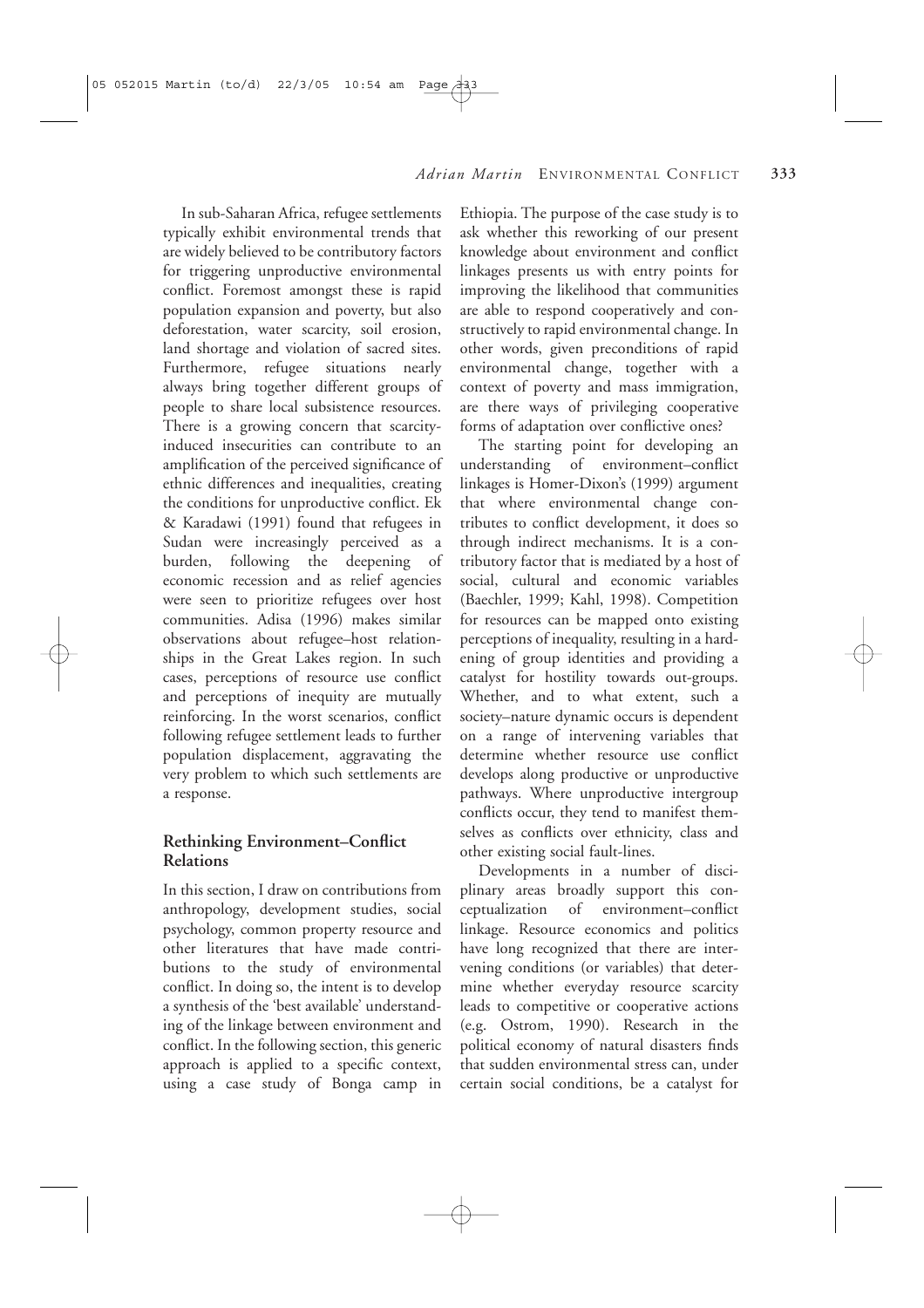In sub-Saharan Africa, refugee settlements typically exhibit environmental trends that are widely believed to be contributory factors for triggering unproductive environmental conflict. Foremost amongst these is rapid population expansion and poverty, but also deforestation, water scarcity, soil erosion, land shortage and violation of sacred sites. Furthermore, refugee situations nearly always bring together different groups of people to share local subsistence resources. There is a growing concern that scarcity-induced insecurities can contribute to an amplification of the perceived significance of ethnic differences and inequalities, creating the conditions for unproductive conflict. Ek & Karadawi (1991) found that refugees in Sudan were increasingly perceived as a burden, following the deepening of economic recession and as relief agencies were seen to prioritize refugees over host communities. Adisa (1996) makes similar observations about refugee–host relationships in the Great Lakes region. In such cases, perceptions of resource use conflict and perceptions of inequity are mutually reinforcing. In the worst scenarios, conflict following refugee settlement leads to further population displacement, aggravating the very problem to which such settlements are a response.

## Rethinking Environment–Conflict Relations

In this section, I draw on contributions from anthropology, development studies, social psychology, common property resource and other literatures that have made contributions to the study of environmental conflict. In doing so, the intent is to develop a synthesis of the 'best available' understanding of the linkage between environment and conflict. In the following section, this generic approach is applied to a specific context, using a case study of Bonga camp in Ethiopia. The purpose of the case study is to ask whether this reworking of our present knowledge about environment and conflict linkages presents us with entry points for improving the likelihood that communities are able to respond cooperatively and constructively to rapid environmental change. In other words, given preconditions of rapid environmental change, together with a context of poverty and mass immigration, are there ways of privileging cooperative forms of adaptation over conflictive ones?

The starting point for developing an understanding of environment–conflict linkages is Homer-Dixon's (1999) argument that where environmental change contributes to conflict development, it does so through indirect mechanisms. It is a contributory factor that is mediated by a host of social, cultural and economic variables (Baechler, 1999; Kahl, 1998). Competition for resources can be mapped onto existing perceptions of inequality, resulting in a hardening of group identities and providing a catalyst for hostility towards out-groups. Whether, and to what extent, such a society–nature dynamic occurs is dependent on a range of intervening variables that determine whether resource use conflict develops along productive or unproductive pathways. Where unproductive intergroup conflicts occur, they tend to manifest themselves as conflicts over ethnicity, class and other existing social fault-lines.

Developments in a number of disciplinary areas broadly support this conceptualization of environment–conflict linkage. Resource economics and politics have long recognized that there are intervening conditions (or variables) that determine whether everyday resource scarcity leads to competitive or cooperative actions (e.g. Ostrom, 1990). Research in the political economy of natural disasters finds that sudden environmental stress can, under certain social conditions, be a catalyst for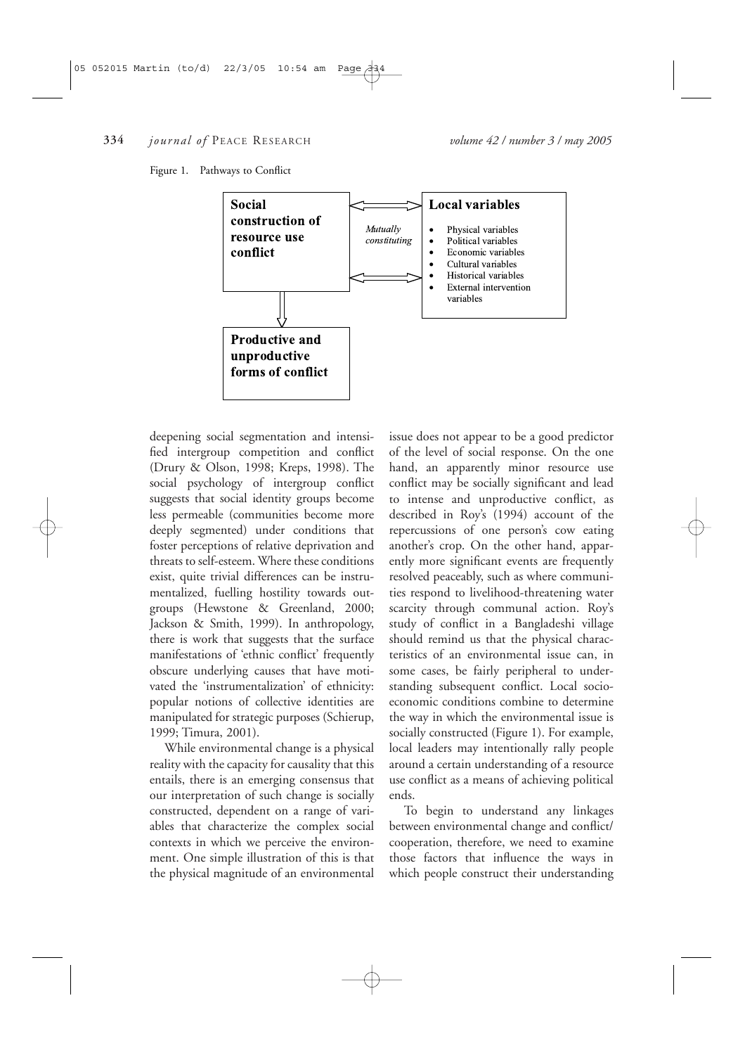Figure 1. Pathways to Conflict

**Social construction of resource use conflict** ⟷ *Mutually constituting* ⟷ **Local variables**

- Physical variables
- Political variables
- Economic variables
- Cultural variables
- Historical variables
- External intervention variables

↓

**Productive and unproductive forms of conflict**

deepening social segmentation and intensified intergroup competition and conflict (Drury & Olson, 1998; Kreps, 1998). The social psychology of intergroup conflict suggests that social identity groups become less permeable (communities become more deeply segmented) under conditions that foster perceptions of relative deprivation and threats to self-esteem. Where these conditions exist, quite trivial differences can be instrumentalized, fuelling hostility towards outgroups (Hewstone & Greenland, 2000; Jackson & Smith, 1999). In anthropology, there is work that suggests that the surface manifestations of 'ethnic conflict' frequently obscure underlying causes that have motivated the 'instrumentalization' of ethnicity: popular notions of collective identities are manipulated for strategic purposes (Schierup, 1999; Timura, 2001).

While environmental change is a physical reality with the capacity for causality that this entails, there is an emerging consensus that our interpretation of such change is socially constructed, dependent on a range of variables that characterize the complex social contexts in which we perceive the environment. One simple illustration of this is that the physical magnitude of an environmental issue does not appear to be a good predictor of the level of social response. On the one hand, an apparently minor resource use conflict may be socially significant and lead to intense and unproductive conflict, as described in Roy's (1994) account of the repercussions of one person's cow eating another's crop. On the other hand, apparently more significant events are frequently resolved peaceably, such as where communities respond to livelihood-threatening water scarcity through communal action. Roy's study of conflict in a Bangladeshi village should remind us that the physical characteristics of an environmental issue can, in some cases, be fairly peripheral to understanding subsequent conflict. Local socio-economic conditions combine to determine the way in which the environmental issue is socially constructed (Figure 1). For example, local leaders may intentionally rally people around a certain understanding of a resource use conflict as a means of achieving political ends.

To begin to understand any linkages between environmental change and conflict/cooperation, therefore, we need to examine those factors that influence the ways in which people construct their understanding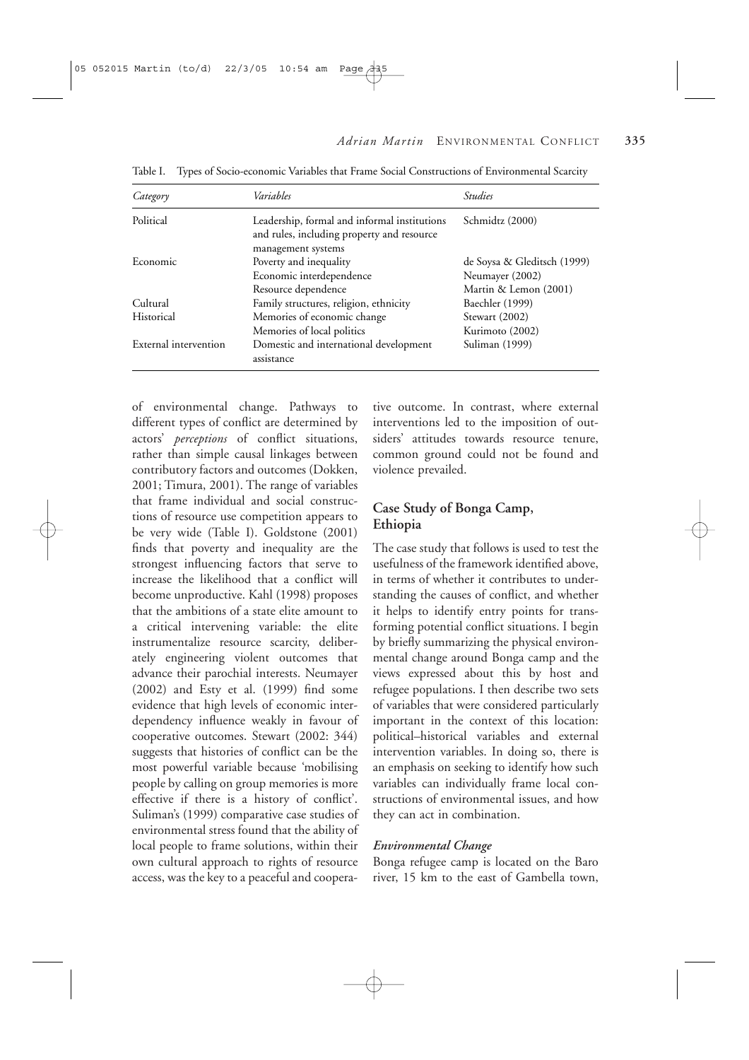Table I. Types of Socio-economic Variables that Frame Social Constructions of Environmental Scarcity

| *Category* | *Variables* | *Studies* |
|---|---|---|
| Political | Leadership, formal and informal institutions and rules, including property and resource management systems | Schmidtz (2000) |
| Economic | Poverty and inequality | de Soysa & Gleditsch (1999) |
| | Economic interdependence | Neumayer (2002) |
| | Resource dependence | Martin & Lemon (2001) |
| Cultural | Family structures, religion, ethnicity | Baechler (1999) |
| Historical | Memories of economic change | Stewart (2002) |
| | Memories of local politics | Kurimoto (2002) |
| External intervention | Domestic and international development assistance | Suliman (1999) |

of environmental change. Pathways to different types of conflict are determined by actors' *perceptions* of conflict situations, rather than simple causal linkages between contributory factors and outcomes (Dokken, 2001; Timura, 2001). The range of variables that frame individual and social constructions of resource use competition appears to be very wide (Table I). Goldstone (2001) finds that poverty and inequality are the strongest influencing factors that serve to increase the likelihood that a conflict will become unproductive. Kahl (1998) proposes that the ambitions of a state elite amount to a critical intervening variable: the elite instrumentalize resource scarcity, deliberately engineering violent outcomes that advance their parochial interests. Neumayer (2002) and Esty et al. (1999) find some evidence that high levels of economic interdependency influence weakly in favour of cooperative outcomes. Stewart (2002: 344) suggests that histories of conflict can be the most powerful variable because 'mobilising people by calling on group memories is more effective if there is a history of conflict'. Suliman's (1999) comparative case studies of environmental stress found that the ability of local people to frame solutions, within their own cultural approach to rights of resource access, was the key to a peaceful and cooperative outcome. In contrast, where external interventions led to the imposition of outsiders' attitudes towards resource tenure, common ground could not be found and violence prevailed.

## Case Study of Bonga Camp, Ethiopia

The case study that follows is used to test the usefulness of the framework identified above, in terms of whether it contributes to understanding the causes of conflict, and whether it helps to identify entry points for transforming potential conflict situations. I begin by briefly summarizing the physical environmental change around Bonga camp and the views expressed about this by host and refugee populations. I then describe two sets of variables that were considered particularly important in the context of this location: political–historical variables and external intervention variables. In doing so, there is an emphasis on seeking to identify how such variables can individually frame local constructions of environmental issues, and how they can act in combination.

### *Environmental Change*

Bonga refugee camp is located on the Baro river, 15 km to the east of Gambella town,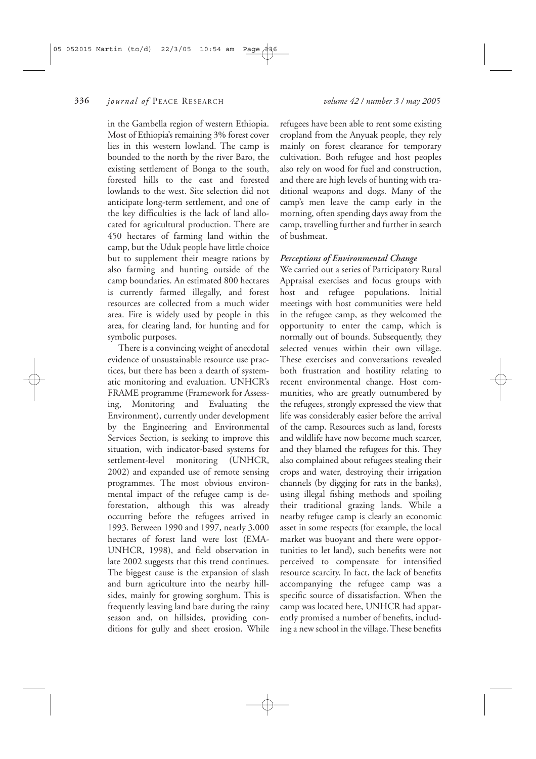in the Gambella region of western Ethiopia. Most of Ethiopia's remaining 3% forest cover lies in this western lowland. The camp is bounded to the north by the river Baro, the existing settlement of Bonga to the south, forested hills to the east and forested lowlands to the west. Site selection did not anticipate long-term settlement, and one of the key difficulties is the lack of land allocated for agricultural production. There are 450 hectares of farming land within the camp, but the Uduk people have little choice but to supplement their meagre rations by also farming and hunting outside of the camp boundaries. An estimated 800 hectares is currently farmed illegally, and forest resources are collected from a much wider area. Fire is widely used by people in this area, for clearing land, for hunting and for symbolic purposes.

There is a convincing weight of anecdotal evidence of unsustainable resource use practices, but there has been a dearth of systematic monitoring and evaluation. UNHCR's FRAME programme (Framework for Assessing, Monitoring and Evaluating the Environment), currently under development by the Engineering and Environmental Services Section, is seeking to improve this situation, with indicator-based systems for settlement-level monitoring (UNHCR, 2002) and expanded use of remote sensing programmes. The most obvious environmental impact of the refugee camp is deforestation, although this was already occurring before the refugees arrived in 1993. Between 1990 and 1997, nearly 3,000 hectares of forest land were lost (EMA-UNHCR, 1998), and field observation in late 2002 suggests that this trend continues. The biggest cause is the expansion of slash and burn agriculture into the nearby hillsides, mainly for growing sorghum. This is frequently leaving land bare during the rainy season and, on hillsides, providing conditions for gully and sheet erosion. While refugees have been able to rent some existing cropland from the Anyuak people, they rely mainly on forest clearance for temporary cultivation. Both refugee and host peoples also rely on wood for fuel and construction, and there are high levels of hunting with traditional weapons and dogs. Many of the camp's men leave the camp early in the morning, often spending days away from the camp, travelling further and further in search of bushmeat.

### *Perceptions of Environmental Change*

We carried out a series of Participatory Rural Appraisal exercises and focus groups with host and refugee populations. Initial meetings with host communities were held in the refugee camp, as they welcomed the opportunity to enter the camp, which is normally out of bounds. Subsequently, they selected venues within their own village. These exercises and conversations revealed both frustration and hostility relating to recent environmental change. Host communities, who are greatly outnumbered by the refugees, strongly expressed the view that life was considerably easier before the arrival of the camp. Resources such as land, forests and wildlife have now become much scarcer, and they blamed the refugees for this. They also complained about refugees stealing their crops and water, destroying their irrigation channels (by digging for rats in the banks), using illegal fishing methods and spoiling their traditional grazing lands. While a nearby refugee camp is clearly an economic asset in some respects (for example, the local market was buoyant and there were opportunities to let land), such benefits were not perceived to compensate for intensified resource scarcity. In fact, the lack of benefits accompanying the refugee camp was a specific source of dissatisfaction. When the camp was located here, UNHCR had apparently promised a number of benefits, including a new school in the village. These benefits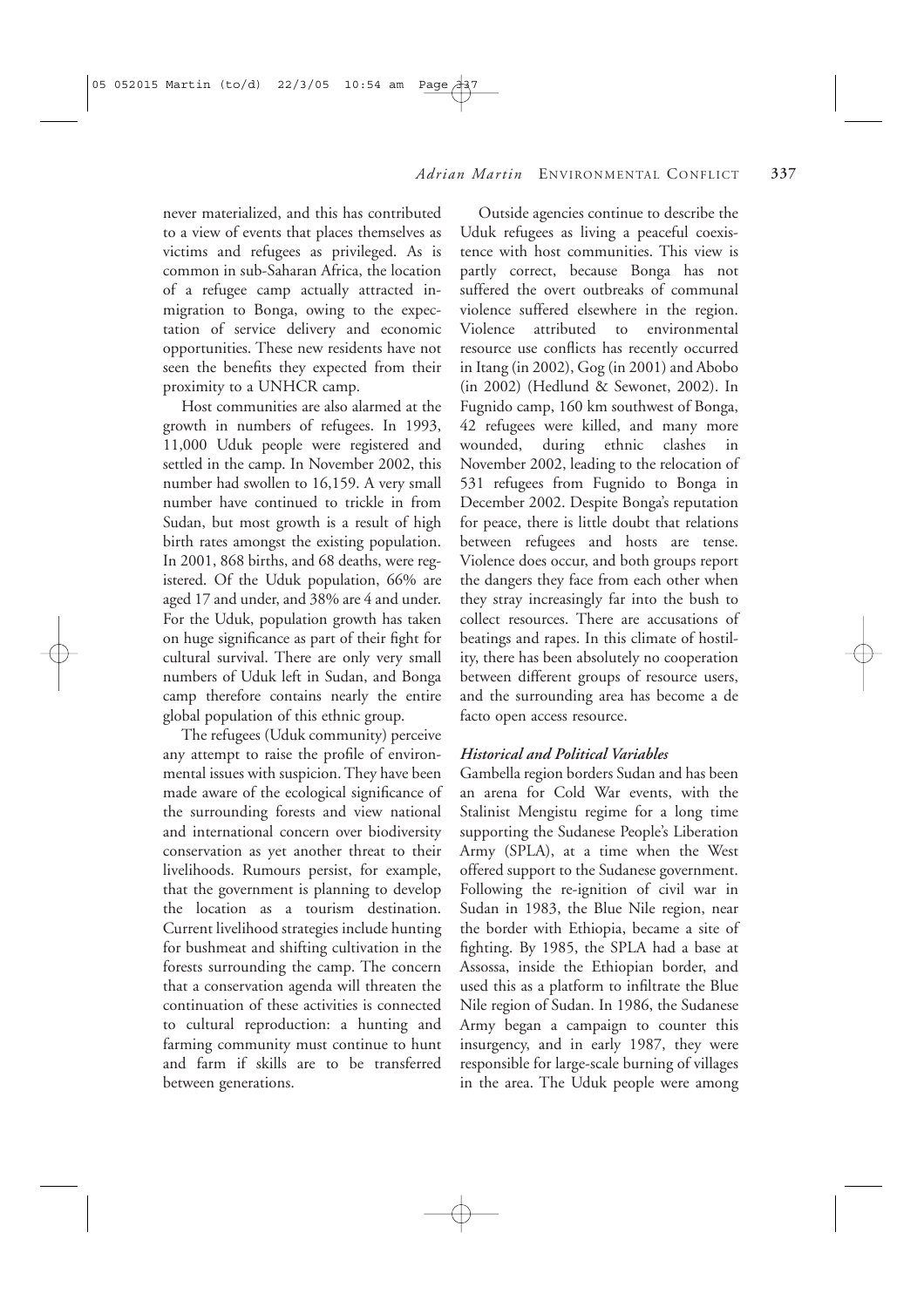never materialized, and this has contributed to a view of events that places themselves as victims and refugees as privileged. As is common in sub-Saharan Africa, the location of a refugee camp actually attracted in-migration to Bonga, owing to the expectation of service delivery and economic opportunities. These new residents have not seen the benefits they expected from their proximity to a UNHCR camp.

Host communities are also alarmed at the growth in numbers of refugees. In 1993, 11,000 Uduk people were registered and settled in the camp. In November 2002, this number had swollen to 16,159. A very small number have continued to trickle in from Sudan, but most growth is a result of high birth rates amongst the existing population. In 2001, 868 births, and 68 deaths, were registered. Of the Uduk population, 66% are aged 17 and under, and 38% are 4 and under. For the Uduk, population growth has taken on huge significance as part of their fight for cultural survival. There are only very small numbers of Uduk left in Sudan, and Bonga camp therefore contains nearly the entire global population of this ethnic group.

The refugees (Uduk community) perceive any attempt to raise the profile of environmental issues with suspicion. They have been made aware of the ecological significance of the surrounding forests and view national and international concern over biodiversity conservation as yet another threat to their livelihoods. Rumours persist, for example, that the government is planning to develop the location as a tourism destination. Current livelihood strategies include hunting for bushmeat and shifting cultivation in the forests surrounding the camp. The concern that a conservation agenda will threaten the continuation of these activities is connected to cultural reproduction: a hunting and farming community must continue to hunt and farm if skills are to be transferred between generations.

Outside agencies continue to describe the Uduk refugees as living a peaceful coexistence with host communities. This view is partly correct, because Bonga has not suffered the overt outbreaks of communal violence suffered elsewhere in the region. Violence attributed to environmental resource use conflicts has recently occurred in Itang (in 2002), Gog (in 2001) and Abobo (in 2002) (Hedlund & Sewonet, 2002). In Fugnido camp, 160 km southwest of Bonga, 42 refugees were killed, and many more wounded, during ethnic clashes in November 2002, leading to the relocation of 531 refugees from Fugnido to Bonga in December 2002. Despite Bonga's reputation for peace, there is little doubt that relations between refugees and hosts are tense. Violence does occur, and both groups report the dangers they face from each other when they stray increasingly far into the bush to collect resources. There are accusations of beatings and rapes. In this climate of hostility, there has been absolutely no cooperation between different groups of resource users, and the surrounding area has become a de facto open access resource.

### *Historical and Political Variables*

Gambella region borders Sudan and has been an arena for Cold War events, with the Stalinist Mengistu regime for a long time supporting the Sudanese People's Liberation Army (SPLA), at a time when the West offered support to the Sudanese government. Following the re-ignition of civil war in Sudan in 1983, the Blue Nile region, near the border with Ethiopia, became a site of fighting. By 1985, the SPLA had a base at Assossa, inside the Ethiopian border, and used this as a platform to infiltrate the Blue Nile region of Sudan. In 1986, the Sudanese Army began a campaign to counter this insurgency, and in early 1987, they were responsible for large-scale burning of villages in the area. The Uduk people were among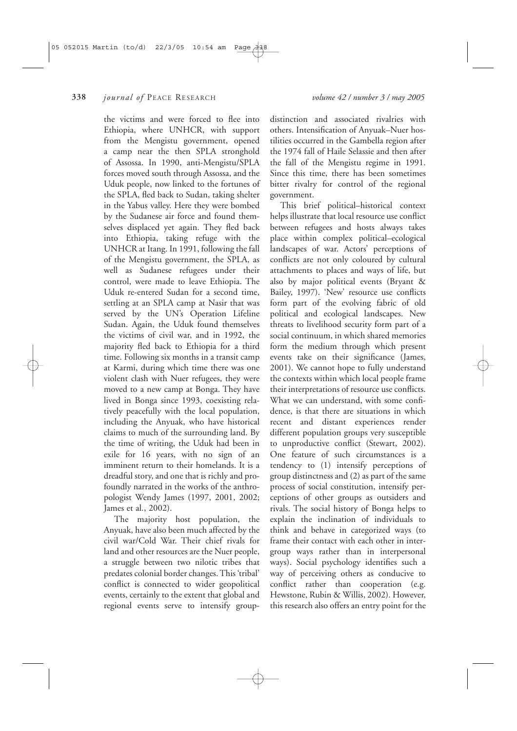the victims and were forced to flee into Ethiopia, where UNHCR, with support from the Mengistu government, opened a camp near the then SPLA stronghold of Assossa. In 1990, anti-Mengistu/SPLA forces moved south through Assossa, and the Uduk people, now linked to the fortunes of the SPLA, fled back to Sudan, taking shelter in the Yabus valley. Here they were bombed by the Sudanese air force and found themselves displaced yet again. They fled back into Ethiopia, taking refuge with the UNHCR at Itang. In 1991, following the fall of the Mengistu government, the SPLA, as well as Sudanese refugees under their control, were made to leave Ethiopia. The Uduk re-entered Sudan for a second time, settling at an SPLA camp at Nasir that was served by the UN's Operation Lifeline Sudan. Again, the Uduk found themselves the victims of civil war, and in 1992, the majority fled back to Ethiopia for a third time. Following six months in a transit camp at Karmi, during which time there was one violent clash with Nuer refugees, they were moved to a new camp at Bonga. They have lived in Bonga since 1993, coexisting relatively peacefully with the local population, including the Anyuak, who have historical claims to much of the surrounding land. By the time of writing, the Uduk had been in exile for 16 years, with no sign of an imminent return to their homelands. It is a dreadful story, and one that is richly and profoundly narrated in the works of the anthropologist Wendy James (1997, 2001, 2002; James et al., 2002).

The majority host population, the Anyuak, have also been much affected by the civil war/Cold War. Their chief rivals for land and other resources are the Nuer people, a struggle between two nilotic tribes that predates colonial border changes. This 'tribal' conflict is connected to wider geopolitical events, certainly to the extent that global and regional events serve to intensify group-distinction and associated rivalries with others. Intensification of Anyuak–Nuer hostilities occurred in the Gambella region after the 1974 fall of Haile Selassie and then after the fall of the Mengistu regime in 1991. Since this time, there has been sometimes bitter rivalry for control of the regional government.

This brief political–historical context helps illustrate that local resource use conflict between refugees and hosts always takes place within complex political–ecological landscapes of war. Actors' perceptions of conflicts are not only coloured by cultural attachments to places and ways of life, but also by major political events (Bryant & Bailey, 1997). 'New' resource use conflicts form part of the evolving fabric of old political and ecological landscapes. New threats to livelihood security form part of a social continuum, in which shared memories form the medium through which present events take on their significance (James, 2001). We cannot hope to fully understand the contexts within which local people frame their interpretations of resource use conflicts. What we can understand, with some confidence, is that there are situations in which recent and distant experiences render different population groups very susceptible to unproductive conflict (Stewart, 2002). One feature of such circumstances is a tendency to (1) intensify perceptions of group distinctness and (2) as part of the same process of social constitution, intensify perceptions of other groups as outsiders and rivals. The social history of Bonga helps to explain the inclination of individuals to think and behave in categorized ways (to frame their contact with each other in intergroup ways rather than in interpersonal ways). Social psychology identifies such a way of perceiving others as conducive to conflict rather than cooperation (e.g. Hewstone, Rubin & Willis, 2002). However, this research also offers an entry point for the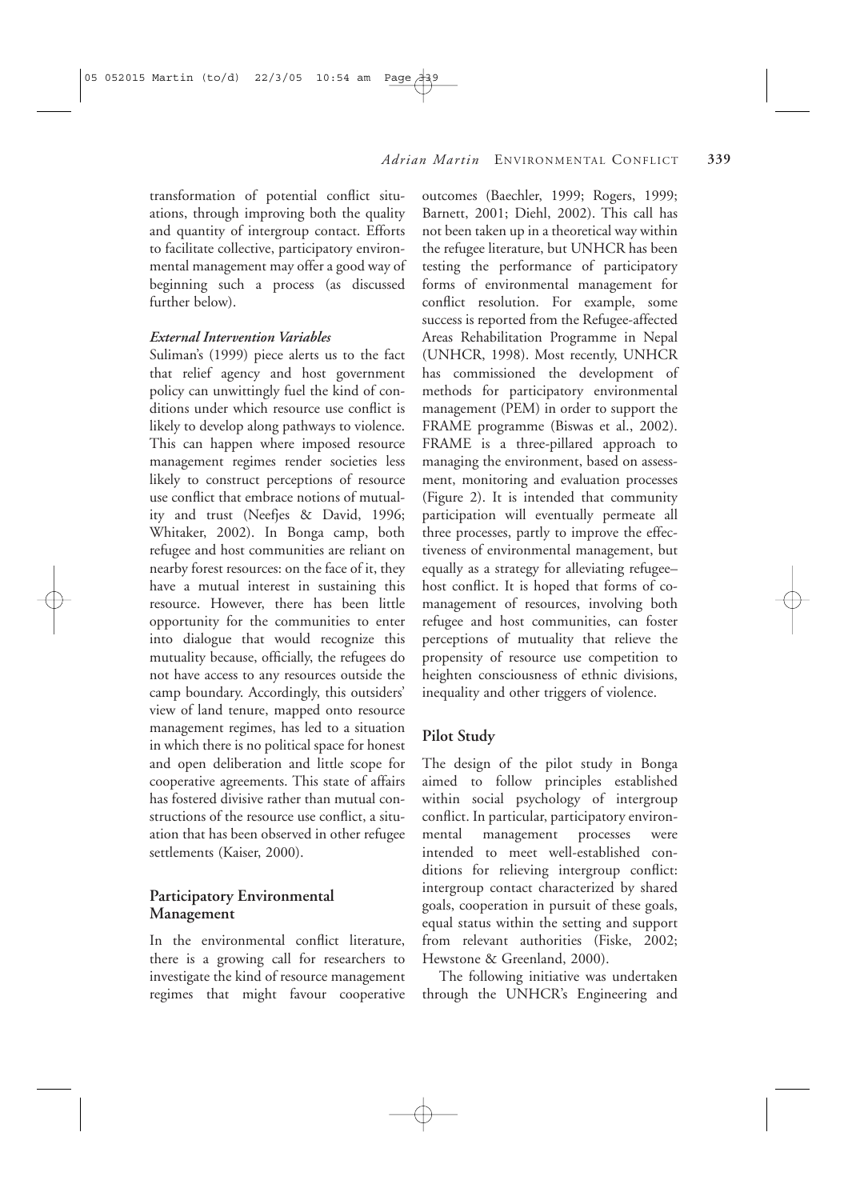transformation of potential conflict situations, through improving both the quality and quantity of intergroup contact. Efforts to facilitate collective, participatory environmental management may offer a good way of beginning such a process (as discussed further below).

#### *External Intervention Variables*

Suliman's (1999) piece alerts us to the fact that relief agency and host government policy can unwittingly fuel the kind of conditions under which resource use conflict is likely to develop along pathways to violence. This can happen where imposed resource management regimes render societies less likely to construct perceptions of resource use conflict that embrace notions of mutuality and trust (Neefjes & David, 1996; Whitaker, 2002). In Bonga camp, both refugee and host communities are reliant on nearby forest resources: on the face of it, they have a mutual interest in sustaining this resource. However, there has been little opportunity for the communities to enter into dialogue that would recognize this mutuality because, officially, the refugees do not have access to any resources outside the camp boundary. Accordingly, this outsiders' view of land tenure, mapped onto resource management regimes, has led to a situation in which there is no political space for honest and open deliberation and little scope for cooperative agreements. This state of affairs has fostered divisive rather than mutual constructions of the resource use conflict, a situation that has been observed in other refugee settlements (Kaiser, 2000).

### Participatory Environmental Management

In the environmental conflict literature, there is a growing call for researchers to investigate the kind of resource management regimes that might favour cooperative outcomes (Baechler, 1999; Rogers, 1999; Barnett, 2001; Diehl, 2002). This call has not been taken up in a theoretical way within the refugee literature, but UNHCR has been testing the performance of participatory forms of environmental management for conflict resolution. For example, some success is reported from the Refugee-affected Areas Rehabilitation Programme in Nepal (UNHCR, 1998). Most recently, UNHCR has commissioned the development of methods for participatory environmental management (PEM) in order to support the FRAME programme (Biswas et al., 2002). FRAME is a three-pillared approach to managing the environment, based on assessment, monitoring and evaluation processes (Figure 2). It is intended that community participation will eventually permeate all three processes, partly to improve the effectiveness of environmental management, but equally as a strategy for alleviating refugee–host conflict. It is hoped that forms of co-management of resources, involving both refugee and host communities, can foster perceptions of mutuality that relieve the propensity of resource use competition to heighten consciousness of ethnic divisions, inequality and other triggers of violence.

### Pilot Study

The design of the pilot study in Bonga aimed to follow principles established within social psychology of intergroup conflict. In particular, participatory environmental management processes were intended to meet well-established conditions for relieving intergroup conflict: intergroup contact characterized by shared goals, cooperation in pursuit of these goals, equal status within the setting and support from relevant authorities (Fiske, 2002; Hewstone & Greenland, 2000).

The following initiative was undertaken through the UNHCR's Engineering and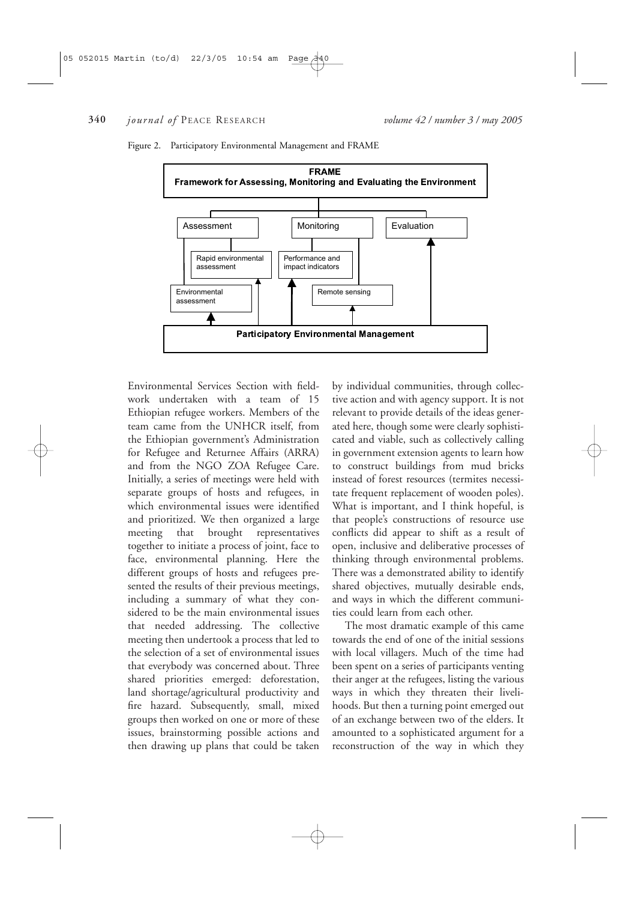Figure 2. Participatory Environmental Management and FRAME

FRAME
Framework for Assessing, Monitoring and Evaluating the Environment

Assessment

Monitoring

Evaluation

Rapid environmental assessment

Performance and impact indicators

Environmental assessment

Remote sensing

Participatory Environmental Management

Environmental Services Section with fieldwork undertaken with a team of 15 Ethiopian refugee workers. Members of the team came from the UNHCR itself, from the Ethiopian government's Administration for Refugee and Returnee Affairs (ARRA) and from the NGO ZOA Refugee Care. Initially, a series of meetings were held with separate groups of hosts and refugees, in which environmental issues were identified and prioritized. We then organized a large meeting that brought representatives together to initiate a process of joint, face to face, environmental planning. Here the different groups of hosts and refugees presented the results of their previous meetings, including a summary of what they considered to be the main environmental issues that needed addressing. The collective meeting then undertook a process that led to the selection of a set of environmental issues that everybody was concerned about. Three shared priorities emerged: deforestation, land shortage/agricultural productivity and fire hazard. Subsequently, small, mixed groups then worked on one or more of these issues, brainstorming possible actions and then drawing up plans that could be taken by individual communities, through collective action and with agency support. It is not relevant to provide details of the ideas generated here, though some were clearly sophisticated and viable, such as collectively calling in government extension agents to learn how to construct buildings from mud bricks instead of forest resources (termites necessitate frequent replacement of wooden poles). What is important, and I think hopeful, is that people's constructions of resource use conflicts did appear to shift as a result of open, inclusive and deliberative processes of thinking through environmental problems. There was a demonstrated ability to identify shared objectives, mutually desirable ends, and ways in which the different communities could learn from each other.

The most dramatic example of this came towards the end of one of the initial sessions with local villagers. Much of the time had been spent on a series of participants venting their anger at the refugees, listing the various ways in which they threaten their livelihoods. But then a turning point emerged out of an exchange between two of the elders. It amounted to a sophisticated argument for a reconstruction of the way in which they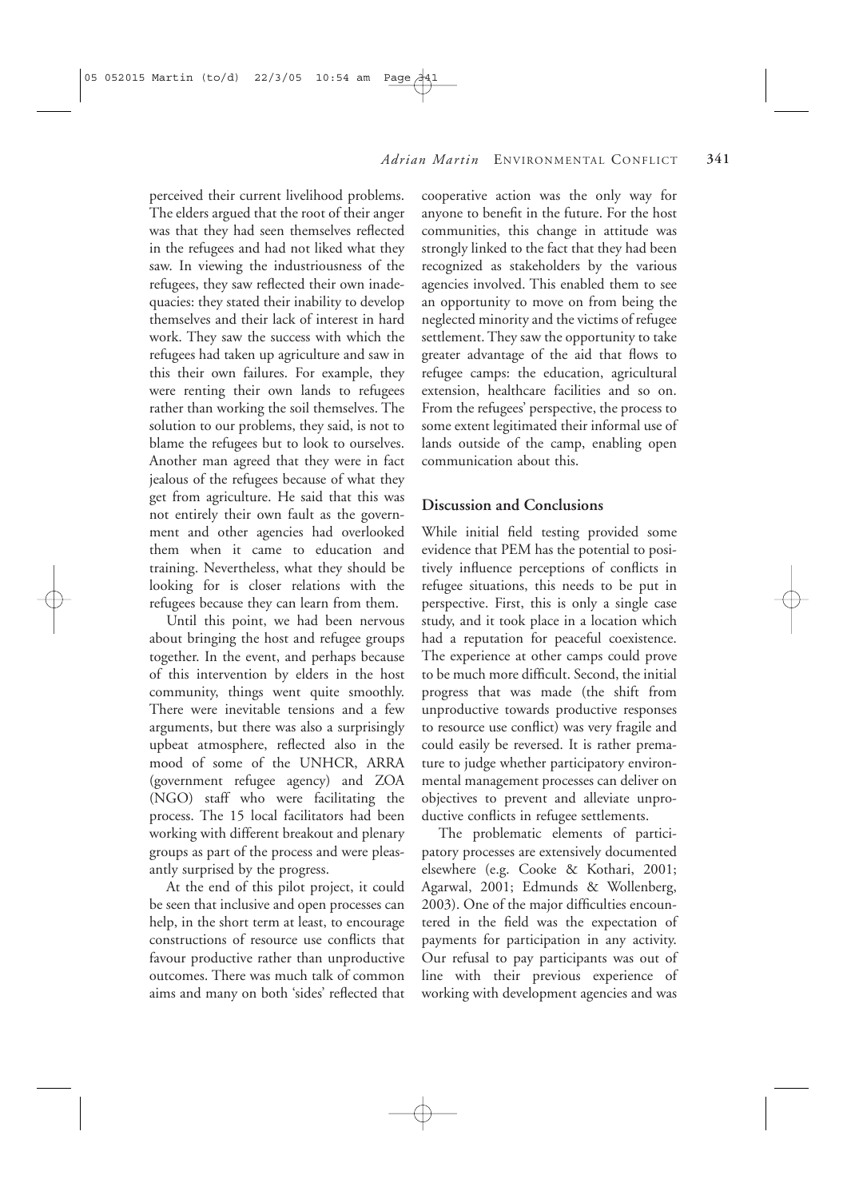perceived their current livelihood problems. The elders argued that the root of their anger was that they had seen themselves reflected in the refugees and had not liked what they saw. In viewing the industriousness of the refugees, they saw reflected their own inadequacies: they stated their inability to develop themselves and their lack of interest in hard work. They saw the success with which the refugees had taken up agriculture and saw in this their own failures. For example, they were renting their own lands to refugees rather than working the soil themselves. The solution to our problems, they said, is not to blame the refugees but to look to ourselves. Another man agreed that they were in fact jealous of the refugees because of what they get from agriculture. He said that this was not entirely their own fault as the government and other agencies had overlooked them when it came to education and training. Nevertheless, what they should be looking for is closer relations with the refugees because they can learn from them.

Until this point, we had been nervous about bringing the host and refugee groups together. In the event, and perhaps because of this intervention by elders in the host community, things went quite smoothly. There were inevitable tensions and a few arguments, but there was also a surprisingly upbeat atmosphere, reflected also in the mood of some of the UNHCR, ARRA (government refugee agency) and ZOA (NGO) staff who were facilitating the process. The 15 local facilitators had been working with different breakout and plenary groups as part of the process and were pleasantly surprised by the progress.

At the end of this pilot project, it could be seen that inclusive and open processes can help, in the short term at least, to encourage constructions of resource use conflicts that favour productive rather than unproductive outcomes. There was much talk of common aims and many on both 'sides' reflected that cooperative action was the only way for anyone to benefit in the future. For the host communities, this change in attitude was strongly linked to the fact that they had been recognized as stakeholders by the various agencies involved. This enabled them to see an opportunity to move on from being the neglected minority and the victims of refugee settlement. They saw the opportunity to take greater advantage of the aid that flows to refugee camps: the education, agricultural extension, healthcare facilities and so on. From the refugees' perspective, the process to some extent legitimated their informal use of lands outside of the camp, enabling open communication about this.

## Discussion and Conclusions

While initial field testing provided some evidence that PEM has the potential to positively influence perceptions of conflicts in refugee situations, this needs to be put in perspective. First, this is only a single case study, and it took place in a location which had a reputation for peaceful coexistence. The experience at other camps could prove to be much more difficult. Second, the initial progress that was made (the shift from unproductive towards productive responses to resource use conflict) was very fragile and could easily be reversed. It is rather premature to judge whether participatory environmental management processes can deliver on objectives to prevent and alleviate unproductive conflicts in refugee settlements.

The problematic elements of participatory processes are extensively documented elsewhere (e.g. Cooke & Kothari, 2001; Agarwal, 2001; Edmunds & Wollenberg, 2003). One of the major difficulties encountered in the field was the expectation of payments for participation in any activity. Our refusal to pay participants was out of line with their previous experience of working with development agencies and was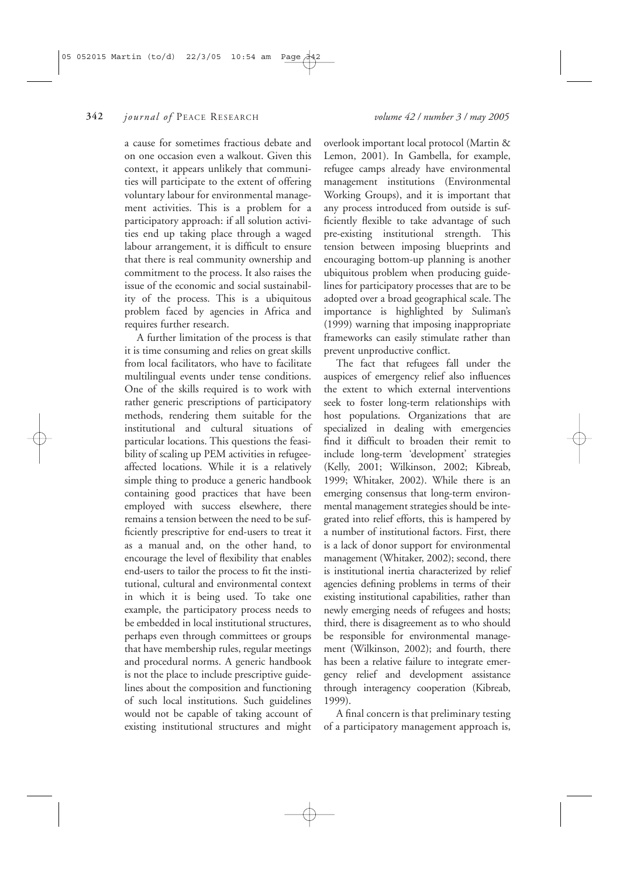a cause for sometimes fractious debate and on one occasion even a walkout. Given this context, it appears unlikely that communities will participate to the extent of offering voluntary labour for environmental management activities. This is a problem for a participatory approach: if all solution activities end up taking place through a waged labour arrangement, it is difficult to ensure that there is real community ownership and commitment to the process. It also raises the issue of the economic and social sustainability of the process. This is a ubiquitous problem faced by agencies in Africa and requires further research.

A further limitation of the process is that it is time consuming and relies on great skills from local facilitators, who have to facilitate multilingual events under tense conditions. One of the skills required is to work with rather generic prescriptions of participatory methods, rendering them suitable for the institutional and cultural situations of particular locations. This questions the feasibility of scaling up PEM activities in refugee-affected locations. While it is a relatively simple thing to produce a generic handbook containing good practices that have been employed with success elsewhere, there remains a tension between the need to be sufficiently prescriptive for end-users to treat it as a manual and, on the other hand, to encourage the level of flexibility that enables end-users to tailor the process to fit the institutional, cultural and environmental context in which it is being used. To take one example, the participatory process needs to be embedded in local institutional structures, perhaps even through committees or groups that have membership rules, regular meetings and procedural norms. A generic handbook is not the place to include prescriptive guidelines about the composition and functioning of such local institutions. Such guidelines would not be capable of taking account of existing institutional structures and might overlook important local protocol (Martin & Lemon, 2001). In Gambella, for example, refugee camps already have environmental management institutions (Environmental Working Groups), and it is important that any process introduced from outside is sufficiently flexible to take advantage of such pre-existing institutional strength. This tension between imposing blueprints and encouraging bottom-up planning is another ubiquitous problem when producing guidelines for participatory processes that are to be adopted over a broad geographical scale. The importance is highlighted by Suliman's (1999) warning that imposing inappropriate frameworks can easily stimulate rather than prevent unproductive conflict.

The fact that refugees fall under the auspices of emergency relief also influences the extent to which external interventions seek to foster long-term relationships with host populations. Organizations that are specialized in dealing with emergencies find it difficult to broaden their remit to include long-term 'development' strategies (Kelly, 2001; Wilkinson, 2002; Kibreab, 1999; Whitaker, 2002). While there is an emerging consensus that long-term environmental management strategies should be integrated into relief efforts, this is hampered by a number of institutional factors. First, there is a lack of donor support for environmental management (Whitaker, 2002); second, there is institutional inertia characterized by relief agencies defining problems in terms of their existing institutional capabilities, rather than newly emerging needs of refugees and hosts; third, there is disagreement as to who should be responsible for environmental management (Wilkinson, 2002); and fourth, there has been a relative failure to integrate emergency relief and development assistance through interagency cooperation (Kibreab, 1999).

A final concern is that preliminary testing of a participatory management approach is,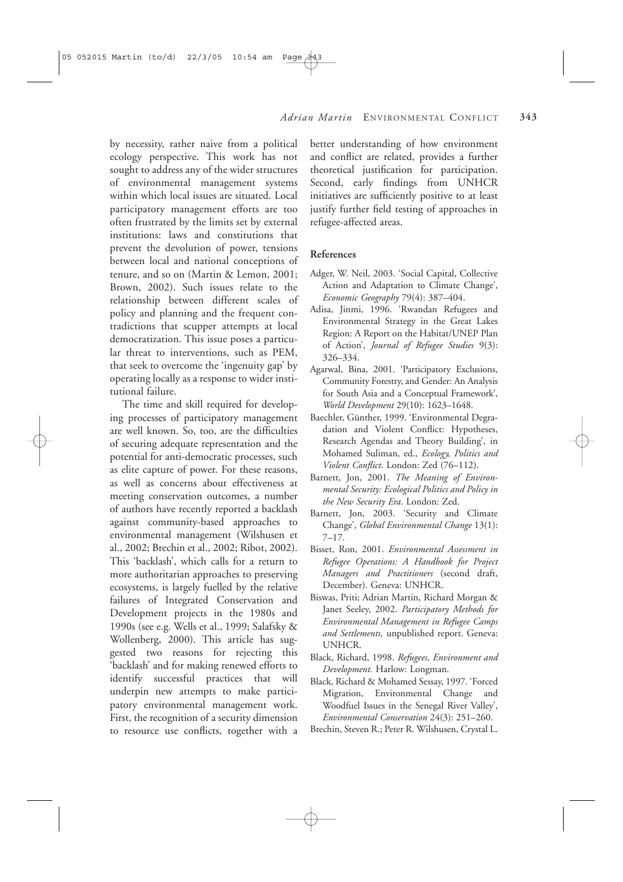by necessity, rather naive from a political ecology perspective. This work has not sought to address any of the wider structures of environmental management systems within which local issues are situated. Local participatory management efforts are too often frustrated by the limits set by external institutions: laws and constitutions that prevent the devolution of power, tensions between local and national conceptions of tenure, and so on (Martin & Lemon, 2001; Brown, 2002). Such issues relate to the relationship between different scales of policy and planning and the frequent contradictions that scupper attempts at local democratization. This issue poses a particular threat to interventions, such as PEM, that seek to overcome the 'ingenuity gap' by operating locally as a response to wider institutional failure.

The time and skill required for developing processes of participatory management are well known. So, too, are the difficulties of securing adequate representation and the potential for anti-democratic processes, such as elite capture of power. For these reasons, as well as concerns about effectiveness at meeting conservation outcomes, a number of authors have recently reported a backlash against community-based approaches to environmental management (Wilshusen et al., 2002; Brechin et al., 2002; Ribot, 2002). This 'backlash', which calls for a return to more authoritarian approaches to preserving ecosystems, is largely fuelled by the relative failures of Integrated Conservation and Development projects in the 1980s and 1990s (see e.g. Wells et al., 1999; Salafsky & Wollenberg, 2000). This article has suggested two reasons for rejecting this 'backlash' and for making renewed efforts to identify successful practices that will underpin new attempts to make participatory environmental management work. First, the recognition of a security dimension to resource use conflicts, together with a better understanding of how environment and conflict are related, provides a further theoretical justification for participation. Second, early findings from UNHCR initiatives are sufficiently positive to at least justify further field testing of approaches in refugee-affected areas.

## References

Adger, W. Neil, 2003. 'Social Capital, Collective Action and Adaptation to Climate Change', *Economic Geography* 79(4): 387–404.

Adisa, Jinmi, 1996. 'Rwandan Refugees and Environmental Strategy in the Great Lakes Region: A Report on the Habitat/UNEP Plan of Action', *Journal of Refugee Studies* 9(3): 326–334.

Agarwal, Bina, 2001. 'Participatory Exclusions, Community Forestry, and Gender: An Analysis for South Asia and a Conceptual Framework', *World Development* 29(10): 1623–1648.

Baechler, Günther, 1999. 'Environmental Degradation and Violent Conflict: Hypotheses, Research Agendas and Theory Building', in Mohamed Suliman, ed., *Ecology, Politics and Violent Conflict*. London: Zed (76–112).

Barnett, Jon, 2001. *The Meaning of Environmental Security: Ecological Politics and Policy in the New Security Era*. London: Zed.

Barnett, Jon, 2003. 'Security and Climate Change', *Global Environmental Change* 13(1): 7–17.

Bisset, Ron, 2001. *Environmental Assessment in Refugee Operations: A Handbook for Project Managers and Practitioners* (second draft, December). Geneva: UNHCR.

Biswas, Priti; Adrian Martin, Richard Morgan & Janet Seeley, 2002. *Participatory Methods for Environmental Management in Refugee Camps and Settlements,* unpublished report. Geneva: UNHCR.

Black, Richard, 1998. *Refugees, Environment and Development.* Harlow: Longman.

Black, Richard & Mohamed Sessay, 1997. 'Forced Migration, Environmental Change and Woodfuel Issues in the Senegal River Valley', *Environmental Conservation* 24(3): 251–260.

Brechin, Steven R.; Peter R. Wilshusen, Crystal L.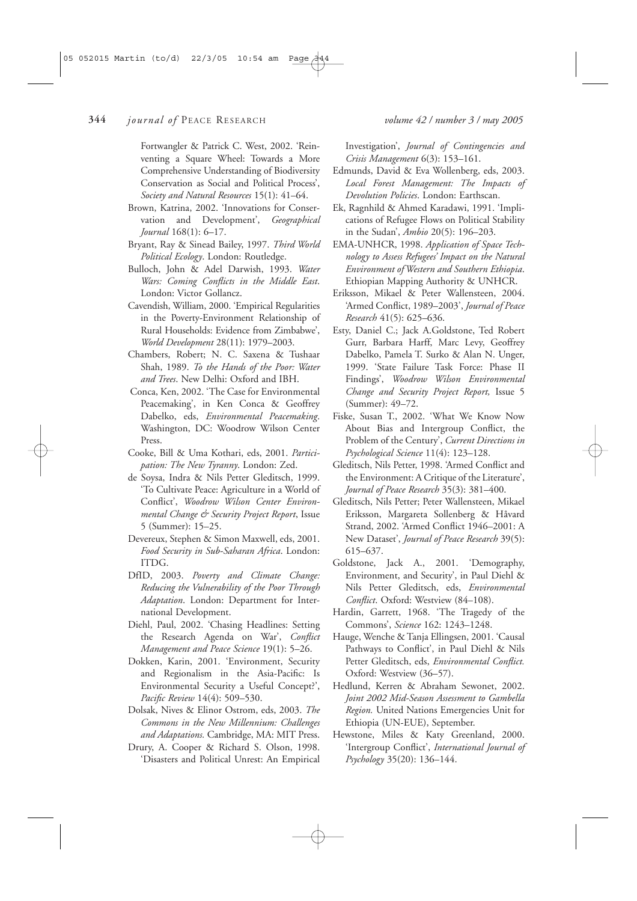Fortwangler & Patrick C. West, 2002. 'Reinventing a Square Wheel: Towards a More Comprehensive Understanding of Biodiversity Conservation as Social and Political Process', *Society and Natural Resources* 15(1): 41–64.

Brown, Katrina, 2002. 'Innovations for Conservation and Development', *Geographical Journal* 168(1): 6–17.

Bryant, Ray & Sinead Bailey, 1997. *Third World Political Ecology*. London: Routledge.

Bulloch, John & Adel Darwish, 1993. *Water Wars: Coming Conflicts in the Middle East*. London: Victor Gollancz.

Cavendish, William, 2000. 'Empirical Regularities in the Poverty-Environment Relationship of Rural Households: Evidence from Zimbabwe', *World Development* 28(11): 1979–2003.

Chambers, Robert; N. C. Saxena & Tushaar Shah, 1989. *To the Hands of the Poor: Water and Trees*. New Delhi: Oxford and IBH.

Conca, Ken, 2002. 'The Case for Environmental Peacemaking', in Ken Conca & Geoffrey Dabelko, eds, *Environmental Peacemaking*. Washington, DC: Woodrow Wilson Center Press.

Cooke, Bill & Uma Kothari, eds, 2001. *Participation: The New Tyranny*. London: Zed.

de Soysa, Indra & Nils Petter Gleditsch, 1999. 'To Cultivate Peace: Agriculture in a World of Conflict', *Woodrow Wilson Center Environmental Change & Security Project Report*, Issue 5 (Summer): 15–25.

Devereux, Stephen & Simon Maxwell, eds, 2001. *Food Security in Sub-Saharan Africa*. London: ITDG.

DfID, 2003. *Poverty and Climate Change: Reducing the Vulnerability of the Poor Through Adaptation*. London: Department for International Development.

Diehl, Paul, 2002. 'Chasing Headlines: Setting the Research Agenda on War', *Conflict Management and Peace Science* 19(1): 5–26.

Dokken, Karin, 2001. 'Environment, Security and Regionalism in the Asia-Pacific: Is Environmental Security a Useful Concept?', *Pacific Review* 14(4): 509–530.

Dolsak, Nives & Elinor Ostrom, eds, 2003. *The Commons in the New Millennium: Challenges and Adaptations*. Cambridge, MA: MIT Press.

Drury, A. Cooper & Richard S. Olson, 1998. 'Disasters and Political Unrest: An Empirical Investigation', *Journal of Contingencies and Crisis Management* 6(3): 153–161.

Edmunds, David & Eva Wollenberg, eds, 2003. *Local Forest Management: The Impacts of Devolution Policies*. London: Earthscan.

Ek, Ragnhild & Ahmed Karadawi, 1991. 'Implications of Refugee Flows on Political Stability in the Sudan', *Ambio* 20(5): 196–203.

EMA-UNHCR, 1998. *Application of Space Technology to Assess Refugees' Impact on the Natural Environment of Western and Southern Ethiopia*. Ethiopian Mapping Authority & UNHCR.

Eriksson, Mikael & Peter Wallensteen, 2004. 'Armed Conflict, 1989–2003', *Journal of Peace Research* 41(5): 625–636.

Esty, Daniel C.; Jack A.Goldstone, Ted Robert Gurr, Barbara Harff, Marc Levy, Geoffrey Dabelko, Pamela T. Surko & Alan N. Unger, 1999. 'State Failure Task Force: Phase II Findings', *Woodrow Wilson Environmental Change and Security Project Report,* Issue 5 (Summer): 49–72.

Fiske, Susan T., 2002. 'What We Know Now About Bias and Intergroup Conflict, the Problem of the Century', *Current Directions in Psychological Science* 11(4): 123–128.

Gleditsch, Nils Petter, 1998. 'Armed Conflict and the Environment: A Critique of the Literature', *Journal of Peace Research* 35(3): 381–400.

Gleditsch, Nils Petter; Peter Wallensteen, Mikael Eriksson, Margareta Sollenberg & Håvard Strand, 2002. 'Armed Conflict 1946–2001: A New Dataset', *Journal of Peace Research* 39(5): 615–637.

Goldstone, Jack A., 2001. 'Demography, Environment, and Security', in Paul Diehl & Nils Petter Gleditsch, eds, *Environmental Conflict*. Oxford: Westview (84–108).

Hardin, Garrett, 1968. 'The Tragedy of the Commons', *Science* 162: 1243–1248.

Hauge, Wenche & Tanja Ellingsen, 2001. 'Causal Pathways to Conflict', in Paul Diehl & Nils Petter Gleditsch, eds, *Environmental Conflict.* Oxford: Westview (36–57).

Hedlund, Kerren & Abraham Sewonet, 2002. *Joint 2002 Mid-Season Assessment to Gambella Region.* United Nations Emergencies Unit for Ethiopia (UN-EUE), September.

Hewstone, Miles & Katy Greenland, 2000. 'Intergroup Conflict', *International Journal of Psychology* 35(20): 136–144.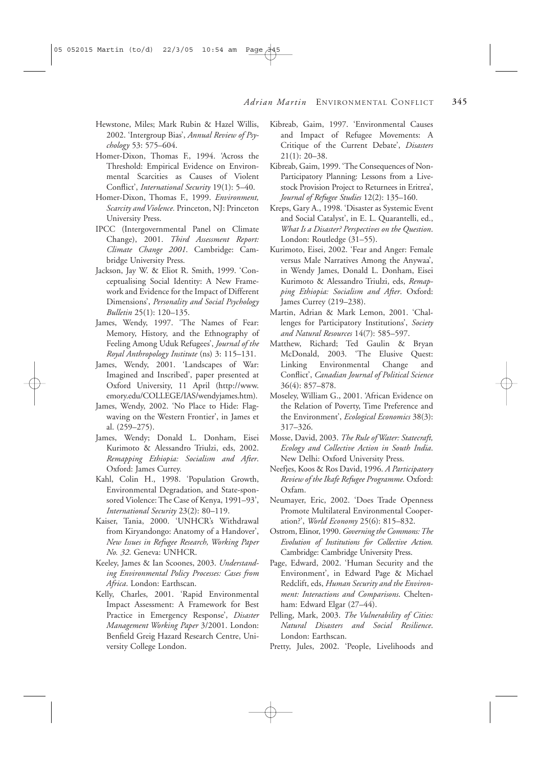Hewstone, Miles; Mark Rubin & Hazel Willis, 2002. 'Intergroup Bias', *Annual Review of Psychology* 53: 575–604.

Homer-Dixon, Thomas F., 1994. 'Across the Threshold: Empirical Evidence on Environmental Scarcities as Causes of Violent Conflict', *International Security* 19(1): 5–40.

Homer-Dixon, Thomas F., 1999. *Environment, Scarcity and Violence*. Princeton, NJ: Princeton University Press.

IPCC (Intergovernmental Panel on Climate Change), 2001. *Third Assessment Report: Climate Change 2001*. Cambridge: Cambridge University Press.

Jackson, Jay W. & Eliot R. Smith, 1999. 'Conceptualising Social Identity: A New Framework and Evidence for the Impact of Different Dimensions', *Personality and Social Psychology Bulletin* 25(1): 120–135.

James, Wendy, 1997. 'The Names of Fear: Memory, History, and the Ethnography of Feeling Among Uduk Refugees', *Journal of the Royal Anthropology Institute* (ns) 3: 115–131.

James, Wendy, 2001. 'Landscapes of War: Imagined and Inscribed', paper presented at Oxford University, 11 April (http://www.emory.edu/COLLEGE/IAS/wendyjames.htm).

James, Wendy, 2002. 'No Place to Hide: Flag-waving on the Western Frontier', in James et al. (259–275).

James, Wendy; Donald L. Donham, Eisei Kurimoto & Alessandro Triulzi, eds, 2002. *Remapping Ethiopia: Socialism and After*. Oxford: James Currey.

Kahl, Colin H., 1998. 'Population Growth, Environmental Degradation, and State-sponsored Violence: The Case of Kenya, 1991–93', *International Security* 23(2): 80–119.

Kaiser, Tania, 2000. 'UNHCR's Withdrawal from Kiryandongo: Anatomy of a Handover', *New Issues in Refugee Research, Working Paper No. 32*. Geneva: UNHCR.

Keeley, James & Ian Scoones, 2003. *Understanding Environmental Policy Processes: Cases from Africa*. London: Earthscan.

Kelly, Charles, 2001. 'Rapid Environmental Impact Assessment: A Framework for Best Practice in Emergency Response', *Disaster Management Working Paper* 3/2001. London: Benfield Greig Hazard Research Centre, University College London.

Kibreab, Gaim, 1997. 'Environmental Causes and Impact of Refugee Movements: A Critique of the Current Debate', *Disasters* 21(1): 20–38.

Kibreab, Gaim, 1999. 'The Consequences of Non-Participatory Planning: Lessons from a Livestock Provision Project to Returnees in Eritrea', *Journal of Refugee Studies* 12(2): 135–160.

Kreps, Gary A., 1998. 'Disaster as Systemic Event and Social Catalyst', in E. L. Quarantelli, ed., *What Is a Disaster? Perspectives on the Question*. London: Routledge (31–55).

Kurimoto, Eisei, 2002. 'Fear and Anger: Female versus Male Narratives Among the Anywaa', in Wendy James, Donald L. Donham, Eisei Kurimoto & Alessandro Triulzi, eds, *Remapping Ethiopia: Socialism and After*. Oxford: James Currey (219–238).

Martin, Adrian & Mark Lemon, 2001. 'Challenges for Participatory Institutions', *Society and Natural Resources* 14(7): 585–597.

Matthew, Richard; Ted Gaulin & Bryan McDonald, 2003. 'The Elusive Quest: Linking Environmental Change and Conflict', *Canadian Journal of Political Science* 36(4): 857–878.

Moseley, William G., 2001. 'African Evidence on the Relation of Poverty, Time Preference and the Environment', *Ecological Economics* 38(3): 317–326.

Mosse, David, 2003. *The Rule of Water: Statecraft, Ecology and Collective Action in South India*. New Delhi: Oxford University Press.

Neefjes, Koos & Ros David, 1996. *A Participatory Review of the Ikafe Refugee Programme*. Oxford: Oxfam.

Neumayer, Eric, 2002. 'Does Trade Openness Promote Multilateral Environmental Cooperation?', *World Economy* 25(6): 815–832.

Ostrom, Elinor, 1990. *Governing the Commons: The Evolution of Institutions for Collective Action*. Cambridge: Cambridge University Press.

Page, Edward, 2002. 'Human Security and the Environment', in Edward Page & Michael Redclift, eds, *Human Security and the Environment: Interactions and Comparisons*. Cheltenham: Edward Elgar (27–44).

Pelling, Mark, 2003. *The Vulnerability of Cities: Natural Disasters and Social Resilience*. London: Earthscan.

Pretty, Jules, 2002. 'People, Livelihoods and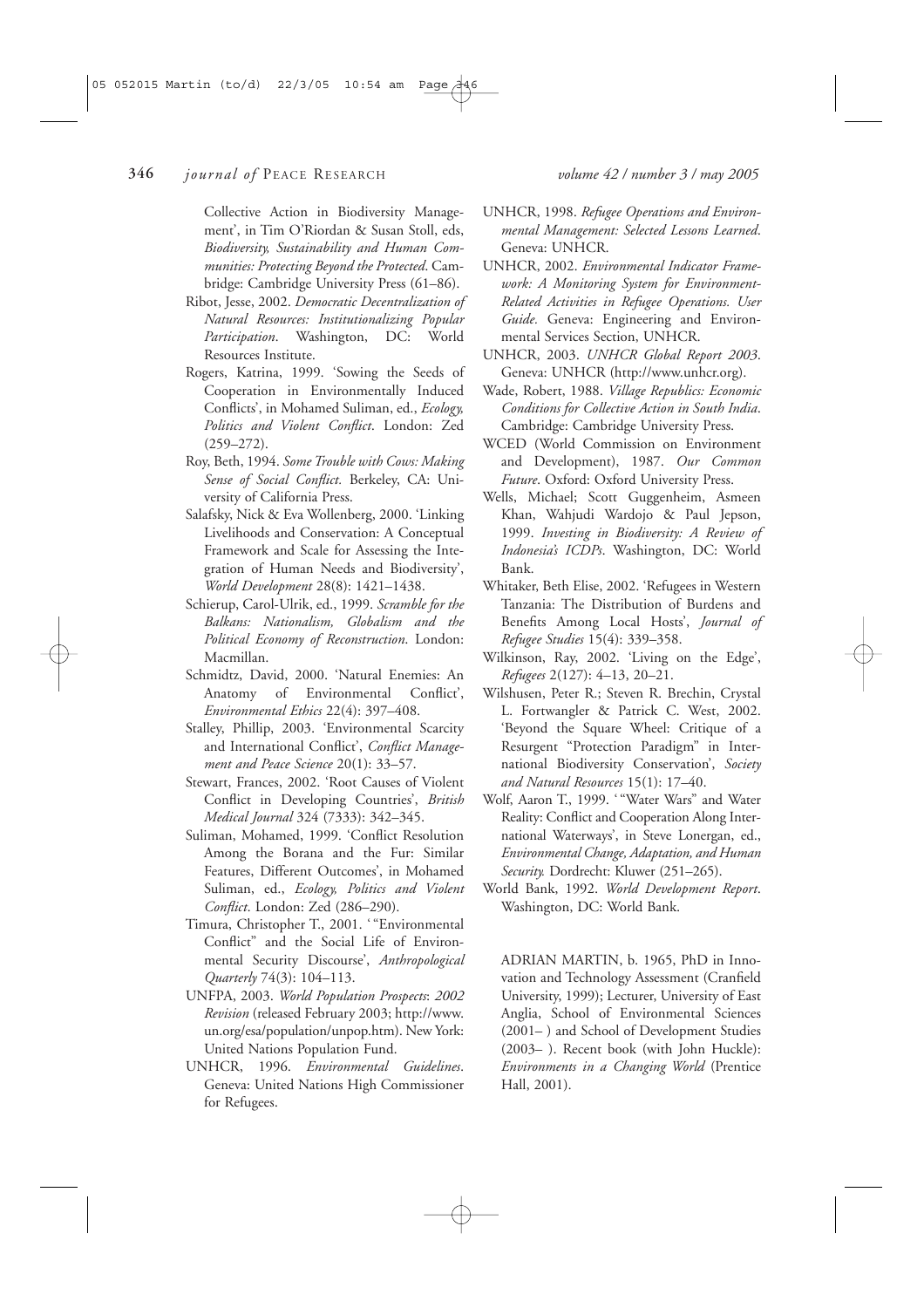Collective Action in Biodiversity Management', in Tim O'Riordan & Susan Stoll, eds, *Biodiversity, Sustainability and Human Communities: Protecting Beyond the Protected*. Cambridge: Cambridge University Press (61–86).

Ribot, Jesse, 2002. *Democratic Decentralization of Natural Resources: Institutionalizing Popular Participation*. Washington, DC: World Resources Institute.

Rogers, Katrina, 1999. 'Sowing the Seeds of Cooperation in Environmentally Induced Conflicts', in Mohamed Suliman, ed., *Ecology, Politics and Violent Conflict*. London: Zed (259–272).

Roy, Beth, 1994. *Some Trouble with Cows: Making Sense of Social Conflict*. Berkeley, CA: University of California Press.

Salafsky, Nick & Eva Wollenberg, 2000. 'Linking Livelihoods and Conservation: A Conceptual Framework and Scale for Assessing the Integration of Human Needs and Biodiversity', *World Development* 28(8): 1421–1438.

Schierup, Carol-Ulrik, ed., 1999. *Scramble for the Balkans: Nationalism, Globalism and the Political Economy of Reconstruction*. London: Macmillan.

Schmidtz, David, 2000. 'Natural Enemies: An Anatomy of Environmental Conflict', *Environmental Ethics* 22(4): 397–408.

Stalley, Phillip, 2003. 'Environmental Scarcity and International Conflict', *Conflict Management and Peace Science* 20(1): 33–57.

Stewart, Frances, 2002. 'Root Causes of Violent Conflict in Developing Countries', *British Medical Journal* 324 (7333): 342–345.

Suliman, Mohamed, 1999. 'Conflict Resolution Among the Borana and the Fur: Similar Features, Different Outcomes', in Mohamed Suliman, ed., *Ecology, Politics and Violent Conflict*. London: Zed (286–290).

Timura, Christopher T., 2001. ' "Environmental Conflict" and the Social Life of Environmental Security Discourse', *Anthropological Quarterly* 74(3): 104–113.

UNFPA, 2003. *World Population Prospects*: *2002 Revision* (released February 2003; http://www.un.org/esa/population/unpop.htm). New York: United Nations Population Fund.

UNHCR, 1996. *Environmental Guidelines*. Geneva: United Nations High Commissioner for Refugees.

UNHCR, 1998. *Refugee Operations and Environmental Management: Selected Lessons Learned*. Geneva: UNHCR.

UNHCR, 2002. *Environmental Indicator Framework: A Monitoring System for Environment-Related Activities in Refugee Operations. User Guide*. Geneva: Engineering and Environmental Services Section, UNHCR.

UNHCR, 2003. *UNHCR Global Report 2003*. Geneva: UNHCR (http://www.unhcr.org).

Wade, Robert, 1988. *Village Republics: Economic Conditions for Collective Action in South India*. Cambridge: Cambridge University Press.

WCED (World Commission on Environment and Development), 1987. *Our Common Future*. Oxford: Oxford University Press.

Wells, Michael; Scott Guggenheim, Asmeen Khan, Wahjudi Wardojo & Paul Jepson, 1999. *Investing in Biodiversity: A Review of Indonesia's ICDPs*. Washington, DC: World Bank.

Whitaker, Beth Elise, 2002. 'Refugees in Western Tanzania: The Distribution of Burdens and Benefits Among Local Hosts', *Journal of Refugee Studies* 15(4): 339–358.

Wilkinson, Ray, 2002. 'Living on the Edge', *Refugees* 2(127): 4–13, 20–21.

Wilshusen, Peter R.; Steven R. Brechin, Crystal L. Fortwangler & Patrick C. West, 2002. 'Beyond the Square Wheel: Critique of a Resurgent "Protection Paradigm" in International Biodiversity Conservation', *Society and Natural Resources* 15(1): 17–40.

Wolf, Aaron T., 1999. ' "Water Wars" and Water Reality: Conflict and Cooperation Along International Waterways', in Steve Lonergan, ed., *Environmental Change, Adaptation, and Human Security.* Dordrecht: Kluwer (251–265).

World Bank, 1992. *World Development Report*. Washington, DC: World Bank.

ADRIAN MARTIN, b. 1965, PhD in Innovation and Technology Assessment (Cranfield University, 1999); Lecturer, University of East Anglia, School of Environmental Sciences (2001– ) and School of Development Studies (2003– ). Recent book (with John Huckle): *Environments in a Changing World* (Prentice Hall, 2001).